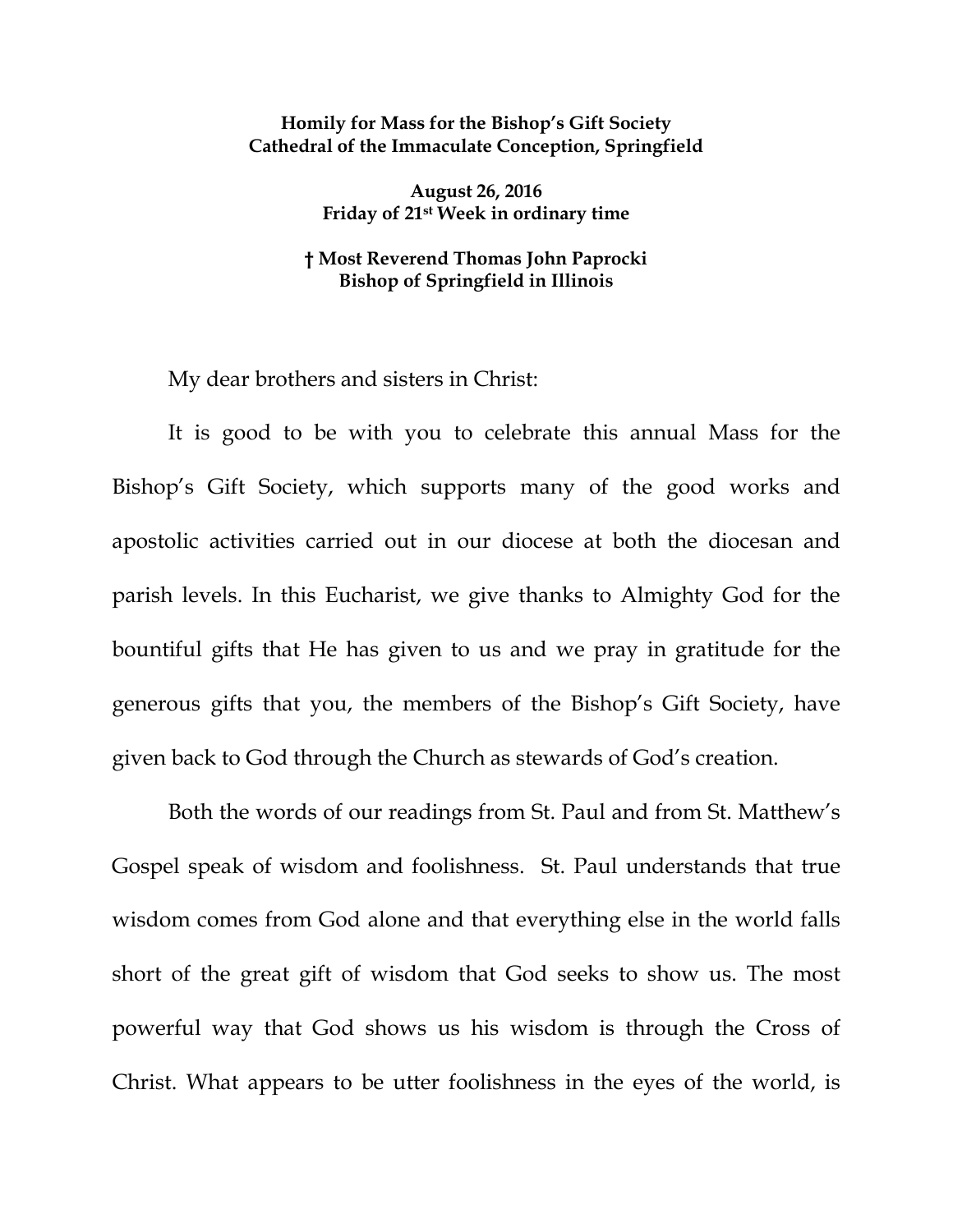**Homily for Mass for the Bishop's Gift Society**
**Cathedral of the Immaculate Conception, Springfield**

**August 26, 2016**
**Friday of 21st Week in ordinary time**

**† Most Reverend Thomas John Paprocki**
**Bishop of Springfield in Illinois**

My dear brothers and sisters in Christ:

It is good to be with you to celebrate this annual Mass for the Bishop's Gift Society, which supports many of the good works and apostolic activities carried out in our diocese at both the diocesan and parish levels. In this Eucharist, we give thanks to Almighty God for the bountiful gifts that He has given to us and we pray in gratitude for the generous gifts that you, the members of the Bishop's Gift Society, have given back to God through the Church as stewards of God's creation.

Both the words of our readings from St. Paul and from St. Matthew's Gospel speak of wisdom and foolishness. St. Paul understands that true wisdom comes from God alone and that everything else in the world falls short of the great gift of wisdom that God seeks to show us. The most powerful way that God shows us his wisdom is through the Cross of Christ. What appears to be utter foolishness in the eyes of the world, is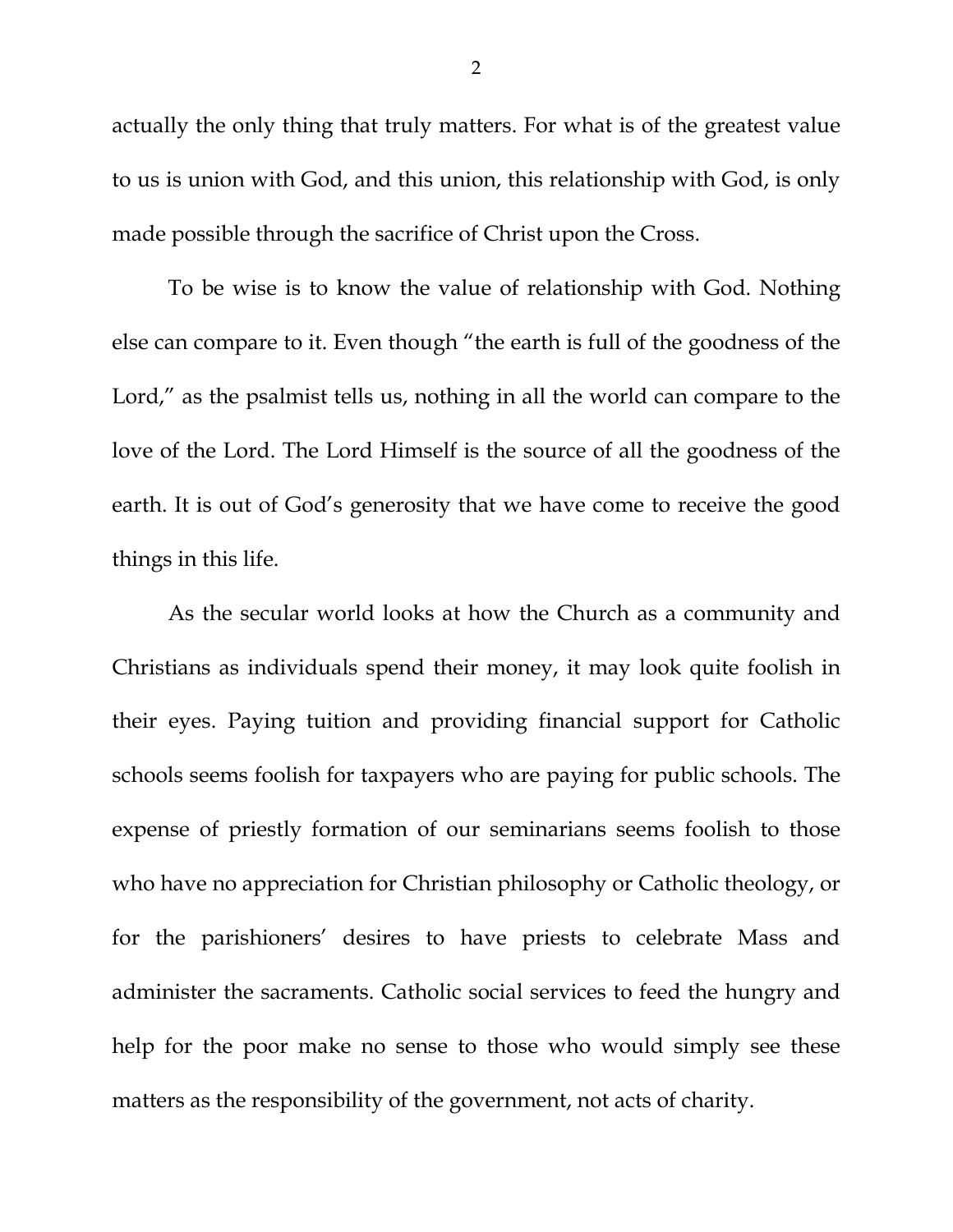actually the only thing that truly matters. For what is of the greatest value to us is union with God, and this union, this relationship with God, is only made possible through the sacrifice of Christ upon the Cross.

To be wise is to know the value of relationship with God. Nothing else can compare to it. Even though "the earth is full of the goodness of the Lord," as the psalmist tells us, nothing in all the world can compare to the love of the Lord. The Lord Himself is the source of all the goodness of the earth. It is out of God's generosity that we have come to receive the good things in this life.

As the secular world looks at how the Church as a community and Christians as individuals spend their money, it may look quite foolish in their eyes. Paying tuition and providing financial support for Catholic schools seems foolish for taxpayers who are paying for public schools. The expense of priestly formation of our seminarians seems foolish to those who have no appreciation for Christian philosophy or Catholic theology, or for the parishioners' desires to have priests to celebrate Mass and administer the sacraments. Catholic social services to feed the hungry and help for the poor make no sense to those who would simply see these matters as the responsibility of the government, not acts of charity.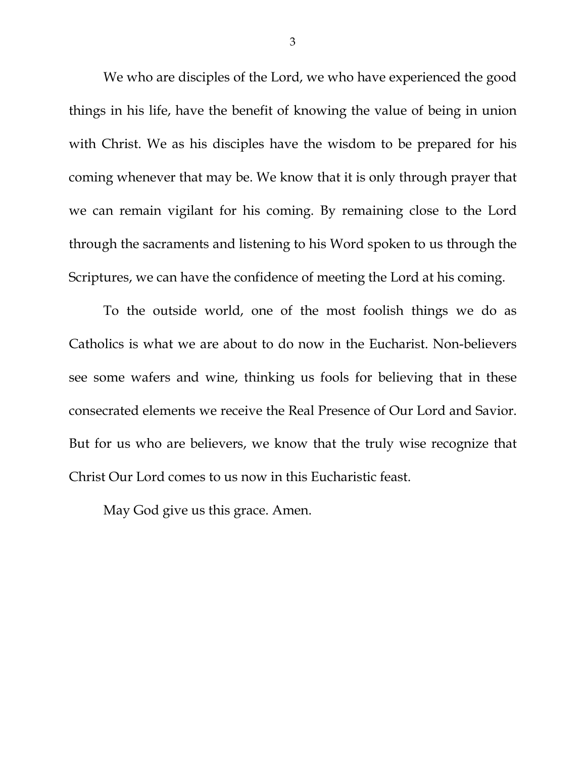We who are disciples of the Lord, we who have experienced the good things in his life, have the benefit of knowing the value of being in union with Christ. We as his disciples have the wisdom to be prepared for his coming whenever that may be. We know that it is only through prayer that we can remain vigilant for his coming. By remaining close to the Lord through the sacraments and listening to his Word spoken to us through the Scriptures, we can have the confidence of meeting the Lord at his coming.

To the outside world, one of the most foolish things we do as Catholics is what we are about to do now in the Eucharist. Non-believers see some wafers and wine, thinking us fools for believing that in these consecrated elements we receive the Real Presence of Our Lord and Savior. But for us who are believers, we know that the truly wise recognize that Christ Our Lord comes to us now in this Eucharistic feast.

May God give us this grace. Amen.